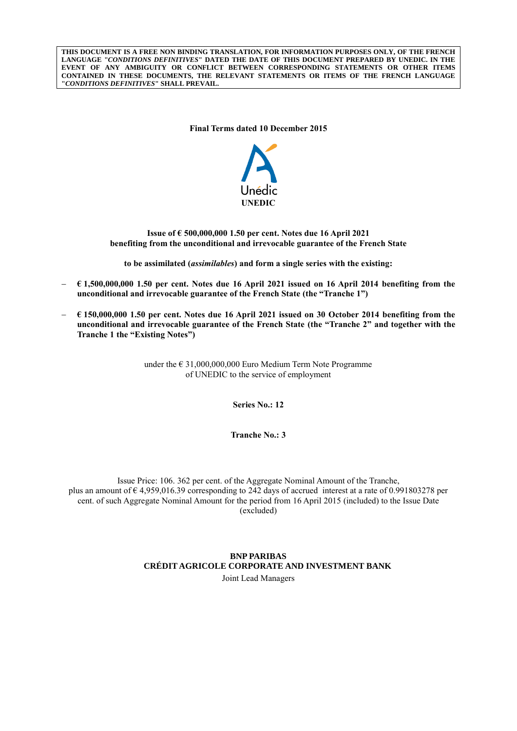**THIS DOCUMENT IS A FREE NON BINDING TRANSLATION, FOR INFORMATION PURPOSES ONLY, OF THE FRENCH LANGUAGE "*CONDITIONS DEFINITIVES*" DATED THE DATE OF THIS DOCUMENT PREPARED BY UNEDIC. IN THE EVENT OF ANY AMBIGUITY OR CONFLICT BETWEEN CORRESPONDING STATEMENTS OR OTHER ITEMS CONTAINED IN THESE DOCUMENTS, THE RELEVANT STATEMENTS OR ITEMS OF THE FRENCH LANGUAGE "*CONDITIONS DEFINITIVES*" SHALL PREVAIL.**

**Final Terms dated 10 December 2015**

Unédic

**UNEDIC**

**Issue of € 500,000,000 1.50 per cent. Notes due 16 April 2021 benefiting from the unconditional and irrevocable guarantee of the French State**

**to be assimilated (*assimilables*) and form a single series with the existing:**

- **€ 1,500,000,000 1.50 per cent. Notes due 16 April 2021 issued on 16 April 2014 benefiting from the unconditional and irrevocable guarantee of the French State (the "Tranche 1")**
- **€ 150,000,000 1.50 per cent. Notes due 16 April 2021 issued on 30 October 2014 benefiting from the unconditional and irrevocable guarantee of the French State (the "Tranche 2" and together with the Tranche 1 the "Existing Notes")**

under the € 31,000,000,000 Euro Medium Term Note Programme of UNEDIC to the service of employment

**Series No.: 12**

**Tranche No.: 3**

Issue Price: 106. 362 per cent. of the Aggregate Nominal Amount of the Tranche, plus an amount of € 4,959,016.39 corresponding to 242 days of accrued interest at a rate of 0.991803278 per cent. of such Aggregate Nominal Amount for the period from 16 April 2015 (included) to the Issue Date (excluded)

**BNP PARIBAS**
**CRÉDIT AGRICOLE CORPORATE AND INVESTMENT BANK**

Joint Lead Managers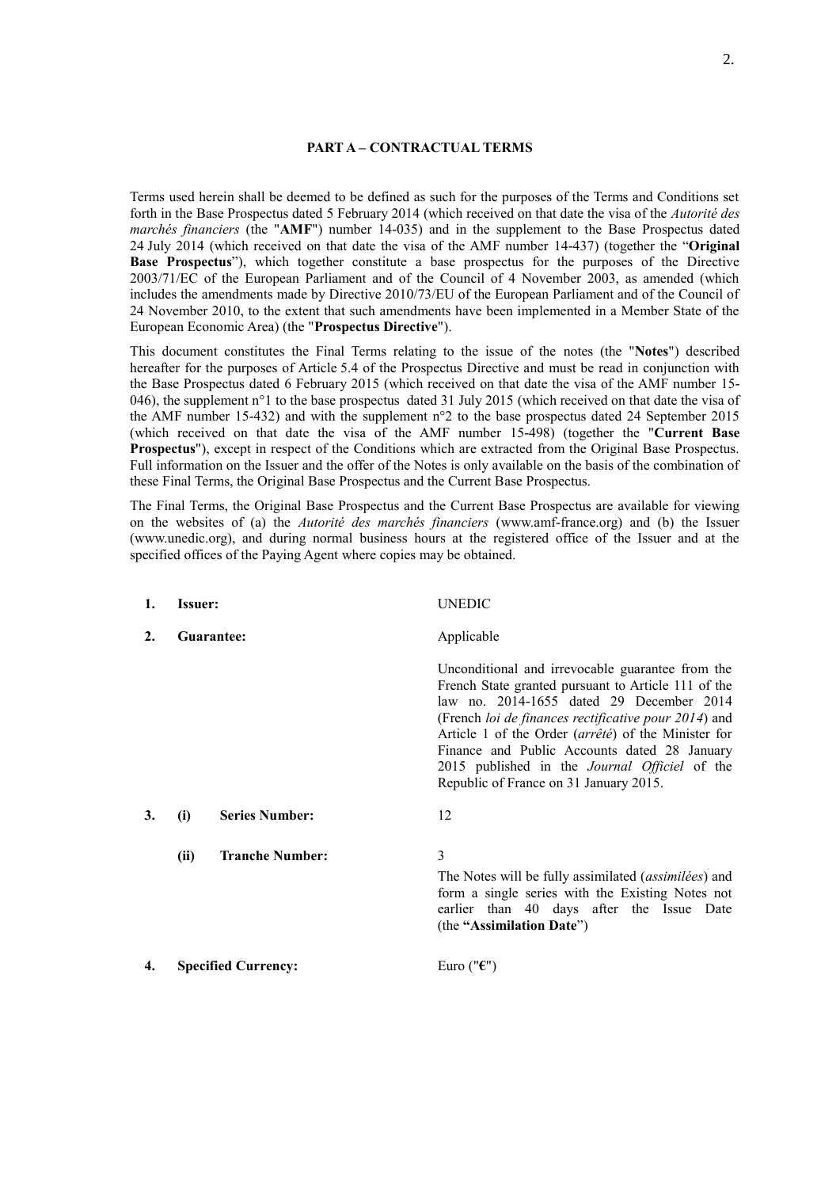## PART A – CONTRACTUAL TERMS

Terms used herein shall be deemed to be defined as such for the purposes of the Terms and Conditions set forth in the Base Prospectus dated 5 February 2014 (which received on that date the visa of the *Autorité des marchés financiers* (the "**AMF**") number 14-035) and in the supplement to the Base Prospectus dated 24 July 2014 (which received on that date the visa of the AMF number 14-437) (together the "**Original Base Prospectus**"), which together constitute a base prospectus for the purposes of the Directive 2003/71/EC of the European Parliament and of the Council of 4 November 2003, as amended (which includes the amendments made by Directive 2010/73/EU of the European Parliament and of the Council of 24 November 2010, to the extent that such amendments have been implemented in a Member State of the European Economic Area) (the "**Prospectus Directive**").

This document constitutes the Final Terms relating to the issue of the notes (the "**Notes**") described hereafter for the purposes of Article 5.4 of the Prospectus Directive and must be read in conjunction with the Base Prospectus dated 6 February 2015 (which received on that date the visa of the AMF number 15-046), the supplement n°1 to the base prospectus dated 31 July 2015 (which received on that date the visa of the AMF number 15-432) and with the supplement n°2 to the base prospectus dated 24 September 2015 (which received on that date the visa of the AMF number 15-498) (together the "**Current Base Prospectus**"), except in respect of the Conditions which are extracted from the Original Base Prospectus. Full information on the Issuer and the offer of the Notes is only available on the basis of the combination of these Final Terms, the Original Base Prospectus and the Current Base Prospectus.

The Final Terms, the Original Base Prospectus and the Current Base Prospectus are available for viewing on the websites of (a) the *Autorité des marchés financiers* (www.amf-france.org) and (b) the Issuer (www.unedic.org), and during normal business hours at the registered office of the Issuer and at the specified offices of the Paying Agent where copies may be obtained.

| | | |
|---|---|---|
| **1.** | **Issuer:** | UNEDIC |
| **2.** | **Guarantee:** | Applicable<br><br>Unconditional and irrevocable guarantee from the French State granted pursuant to Article 111 of the law no. 2014-1655 dated 29 December 2014 (French *loi de finances rectificative pour 2014*) and Article 1 of the Order (*arrêté*) of the Minister for Finance and Public Accounts dated 28 January 2015 published in the *Journal Officiel* of the Republic of France on 31 January 2015. |
| **3.** | **(i) Series Number:** | 12 |
| | **(ii) Tranche Number:** | 3<br><br>The Notes will be fully assimilated (*assimilées*) and form a single series with the Existing Notes not earlier than 40 days after the Issue Date (the **"Assimilation Date**") |
| **4.** | **Specified Currency:** | Euro ("**€**") |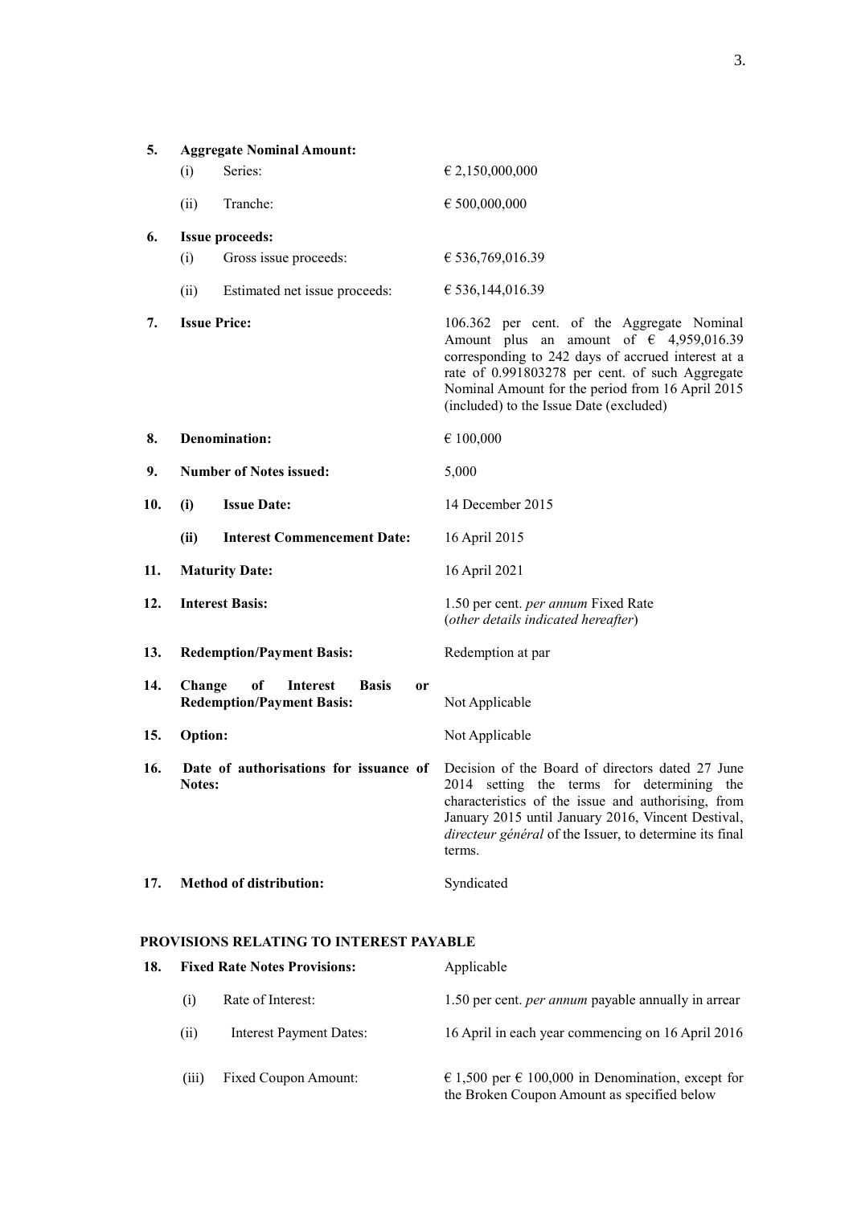| | | |
|---|---|---|
| **5.** | **Aggregate Nominal Amount:** | |
| | (i) Series: | € 2,150,000,000 |
| | (ii) Tranche: | € 500,000,000 |
| **6.** | **Issue proceeds:** | |
| | (i) Gross issue proceeds: | € 536,769,016.39 |
| | (ii) Estimated net issue proceeds: | € 536,144,016.39 |
| **7.** | **Issue Price:** | 106.362 per cent. of the Aggregate Nominal Amount plus an amount of € 4,959,016.39 corresponding to 242 days of accrued interest at a rate of 0.991803278 per cent. of such Aggregate Nominal Amount for the period from 16 April 2015 (included) to the Issue Date (excluded) |
| **8.** | **Denomination:** | € 100,000 |
| **9.** | **Number of Notes issued:** | 5,000 |
| **10.** | **(i) Issue Date:** | 14 December 2015 |
| | **(ii) Interest Commencement Date:** | 16 April 2015 |
| **11.** | **Maturity Date:** | 16 April 2021 |
| **12.** | **Interest Basis:** | 1.50 per cent. *per annum* Fixed Rate (*other details indicated hereafter*) |
| **13.** | **Redemption/Payment Basis:** | Redemption at par |
| **14.** | **Change of Interest Basis or Redemption/Payment Basis:** | Not Applicable |
| **15.** | **Option:** | Not Applicable |
| **16.** | **Date of authorisations for issuance of Notes:** | Decision of the Board of directors dated 27 June 2014 setting the terms for determining the characteristics of the issue and authorising, from January 2015 until January 2016, Vincent Destival, *directeur général* of the Issuer, to determine its final terms. |
| **17.** | **Method of distribution:** | Syndicated |

**PROVISIONS RELATING TO INTEREST PAYABLE**

| | | |
|---|---|---|
| **18.** | **Fixed Rate Notes Provisions:** | Applicable |
| | (i) Rate of Interest: | 1.50 per cent. *per annum* payable annually in arrear |
| | (ii) Interest Payment Dates: | 16 April in each year commencing on 16 April 2016 |
| | (iii) Fixed Coupon Amount: | € 1,500 per € 100,000 in Denomination, except for the Broken Coupon Amount as specified below |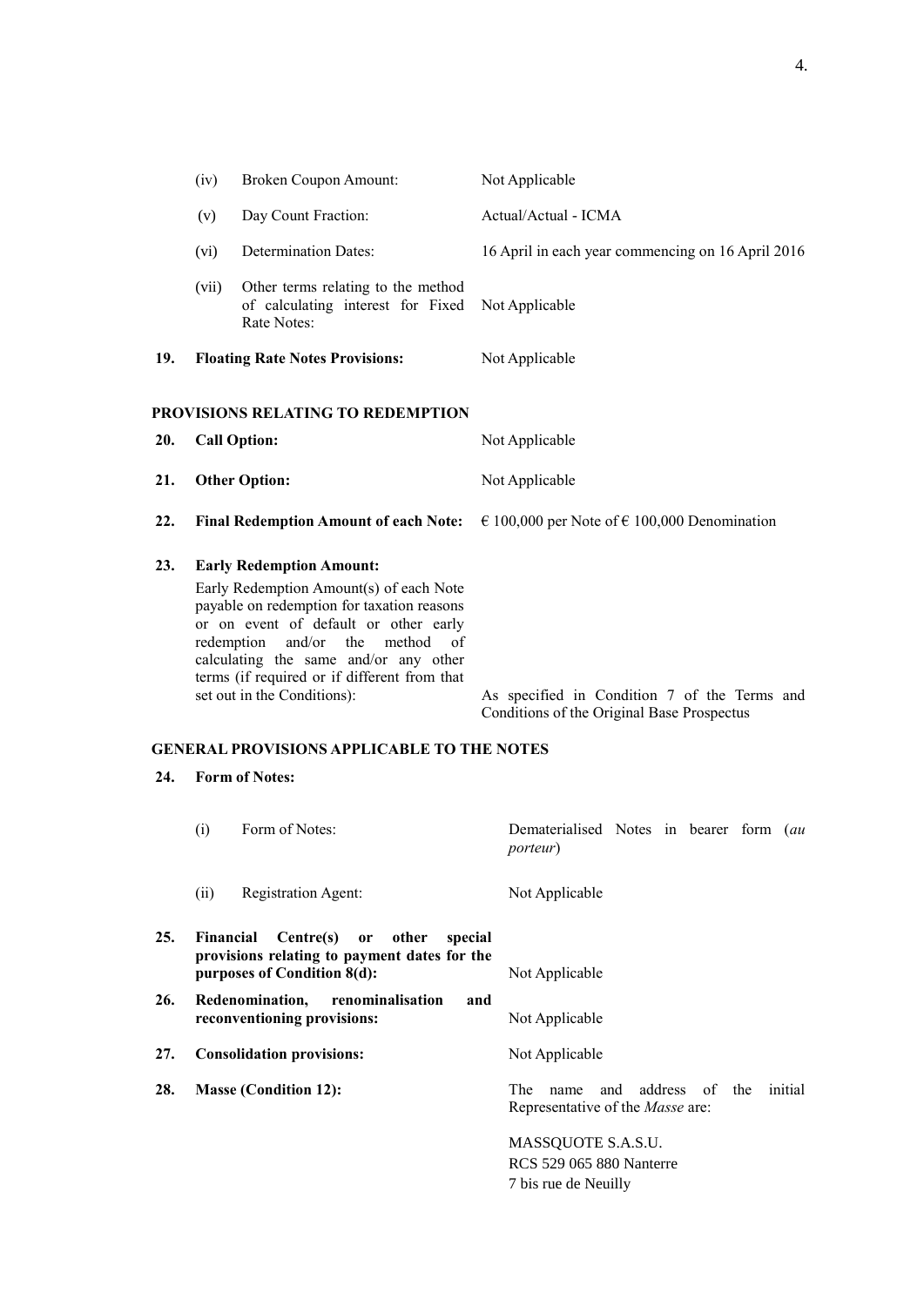| | | |
|---|---|---|
| | (iv) Broken Coupon Amount: | Not Applicable |
| | (v) Day Count Fraction: | Actual/Actual - ICMA |
| | (vi) Determination Dates: | 16 April in each year commencing on 16 April 2016 |
| | (vii) Other terms relating to the method of calculating interest for Fixed Rate Notes: | Not Applicable |
| **19.** | **Floating Rate Notes Provisions:** | Not Applicable |

**PROVISIONS RELATING TO REDEMPTION**

| | | |
|---|---|---|
| **20.** | **Call Option:** | Not Applicable |
| **21.** | **Other Option:** | Not Applicable |
| **22.** | **Final Redemption Amount of each Note:** | € 100,000 per Note of € 100,000 Denomination |
| **23.** | **Early Redemption Amount:**<br>Early Redemption Amount(s) of each Note payable on redemption for taxation reasons or on event of default or other early redemption and/or the method of calculating the same and/or any other terms (if required or if different from that set out in the Conditions): | As specified in Condition 7 of the Terms and Conditions of the Original Base Prospectus |

**GENERAL PROVISIONS APPLICABLE TO THE NOTES**

| | | |
|---|---|---|
| **24.** | **Form of Notes:** | |
| | (i) Form of Notes: | Dematerialised Notes in bearer form (*au porteur*) |
| | (ii) Registration Agent: | Not Applicable |
| **25.** | **Financial Centre(s) or other special provisions relating to payment dates for the purposes of Condition 8(d):** | Not Applicable |
| **26.** | **Redenomination, renominalisation and reconventioning provisions:** | Not Applicable |
| **27.** | **Consolidation provisions:** | Not Applicable |
| **28.** | **Masse (Condition 12):** | The name and address of the initial Representative of the *Masse* are:<br><br>MASSQUOTE S.A.S.U.<br>RCS 529 065 880 Nanterre<br>7 bis rue de Neuilly |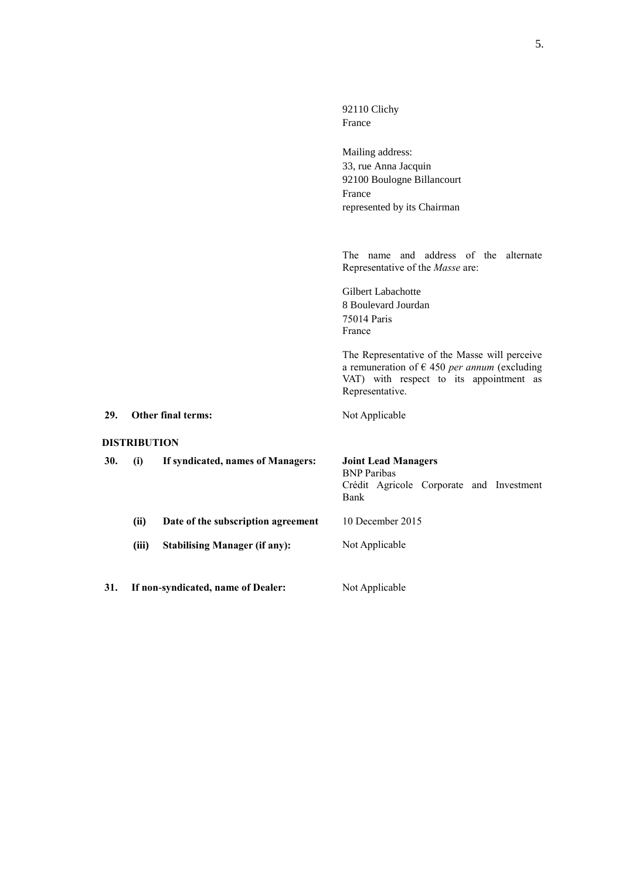| | | |
|---|---|---|
| | | 92110 Clichy<br>France<br><br>Mailing address:<br>33, rue Anna Jacquin<br>92100 Boulogne Billancourt<br>France<br>represented by its Chairman<br><br>The name and address of the alternate Representative of the *Masse* are:<br><br>Gilbert Labachotte<br>8 Boulevard Jourdan<br>75014 Paris<br>France<br><br>The Representative of the Masse will perceive a remuneration of € 450 *per annum* (excluding VAT) with respect to its appointment as Representative. |
| **29.** | **Other final terms:** | Not Applicable |

**DISTRIBUTION**

| | | | |
|---|---|---|---|
| **30.** | **(i)** | **If syndicated, names of Managers:** | **Joint Lead Managers**<br>BNP Paribas<br>Crédit Agricole Corporate and Investment Bank |
| | **(ii)** | **Date of the subscription agreement** | 10 December 2015 |
| | **(iii)** | **Stabilising Manager (if any):** | Not Applicable |
| **31.** | | **If non-syndicated, name of Dealer:** | Not Applicable |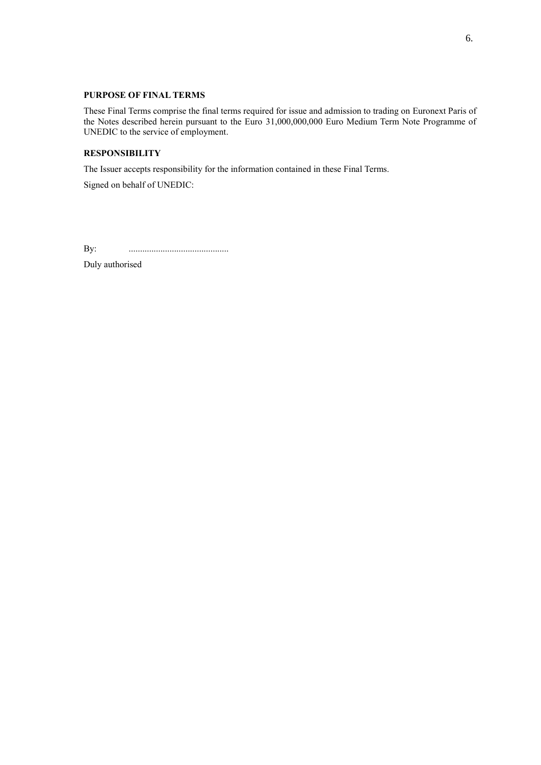**PURPOSE OF FINAL TERMS**

These Final Terms comprise the final terms required for issue and admission to trading on Euronext Paris of the Notes described herein pursuant to the Euro 31,000,000,000 Euro Medium Term Note Programme of UNEDIC to the service of employment.

**RESPONSIBILITY**

The Issuer accepts responsibility for the information contained in these Final Terms.

Signed on behalf of UNEDIC:

By: ...........................................

Duly authorised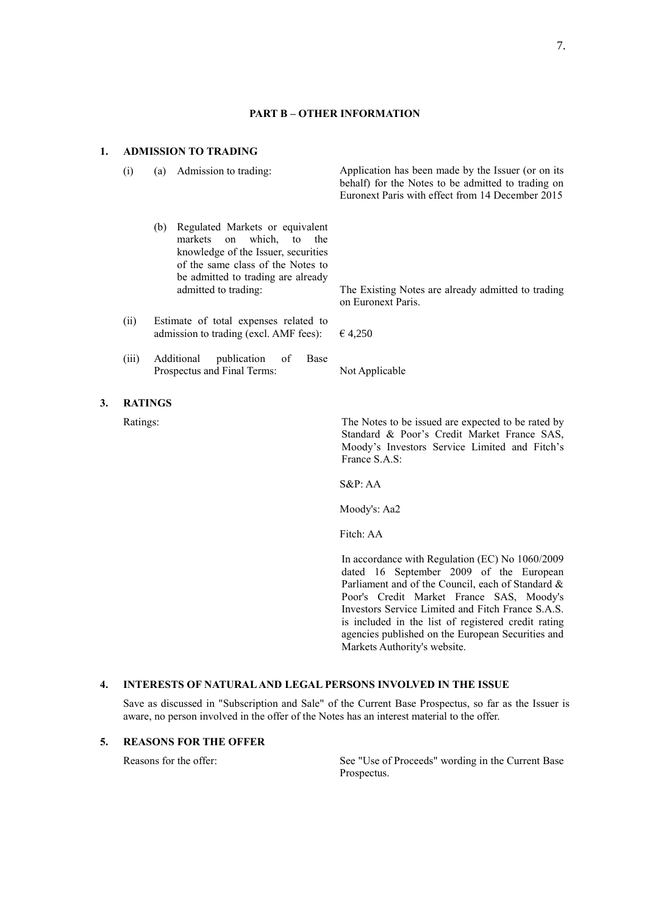## PART B – OTHER INFORMATION

### 1. ADMISSION TO TRADING

| | | |
|---|---|---|
| (i) | (a) Admission to trading: | Application has been made by the Issuer (or on its behalf) for the Notes to be admitted to trading on Euronext Paris with effect from 14 December 2015 |
| | (b) Regulated Markets or equivalent markets on which, to the knowledge of the Issuer, securities of the same class of the Notes to be admitted to trading are already admitted to trading: | The Existing Notes are already admitted to trading on Euronext Paris. |
| (ii) | Estimate of total expenses related to admission to trading (excl. AMF fees): | € 4,250 |
| (iii) | Additional publication of Base Prospectus and Final Terms: | Not Applicable |

### 3. RATINGS

Ratings:

The Notes to be issued are expected to be rated by Standard & Poor's Credit Market France SAS, Moody's Investors Service Limited and Fitch's France S.A.S:

S&P: AA

Moody's: Aa2

Fitch: AA

In accordance with Regulation (EC) No 1060/2009 dated 16 September 2009 of the European Parliament and of the Council, each of Standard & Poor's Credit Market France SAS, Moody's Investors Service Limited and Fitch France S.A.S. is included in the list of registered credit rating agencies published on the European Securities and Markets Authority's website.

### 4. INTERESTS OF NATURAL AND LEGAL PERSONS INVOLVED IN THE ISSUE

Save as discussed in "Subscription and Sale" of the Current Base Prospectus, so far as the Issuer is aware, no person involved in the offer of the Notes has an interest material to the offer.

### 5. REASONS FOR THE OFFER

Reasons for the offer: See "Use of Proceeds" wording in the Current Base Prospectus.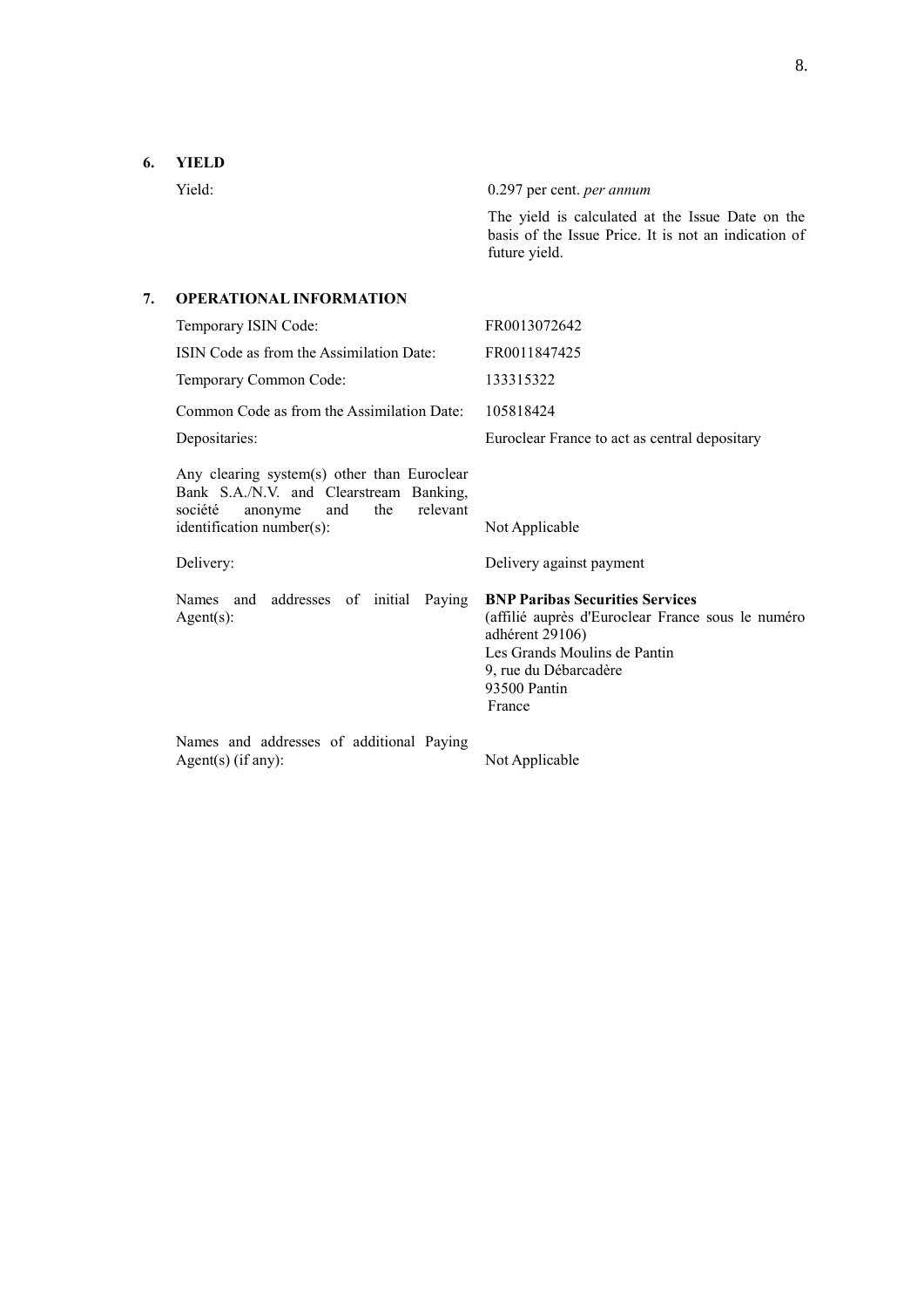## 6. YIELD

| | |
|---|---|
| Yield: | 0.297 per cent. *per annum* |
| | The yield is calculated at the Issue Date on the basis of the Issue Price. It is not an indication of future yield. |

## 7. OPERATIONAL INFORMATION

| | |
|---|---|
| Temporary ISIN Code: | FR0013072642 |
| ISIN Code as from the Assimilation Date: | FR0011847425 |
| Temporary Common Code: | 133315322 |
| Common Code as from the Assimilation Date: | 105818424 |
| Depositaries: | Euroclear France to act as central depositary |
| Any clearing system(s) other than Euroclear Bank S.A./N.V. and Clearstream Banking, société anonyme and the relevant identification number(s): | Not Applicable |
| Delivery: | Delivery against payment |
| Names and addresses of initial Paying Agent(s): | **BNP Paribas Securities Services**<br>(affilié auprès d'Euroclear France sous le numéro adhérent 29106)<br>Les Grands Moulins de Pantin<br>9, rue du Débarcadère<br>93500 Pantin<br>France |
| Names and addresses of additional Paying Agent(s) (if any): | Not Applicable |